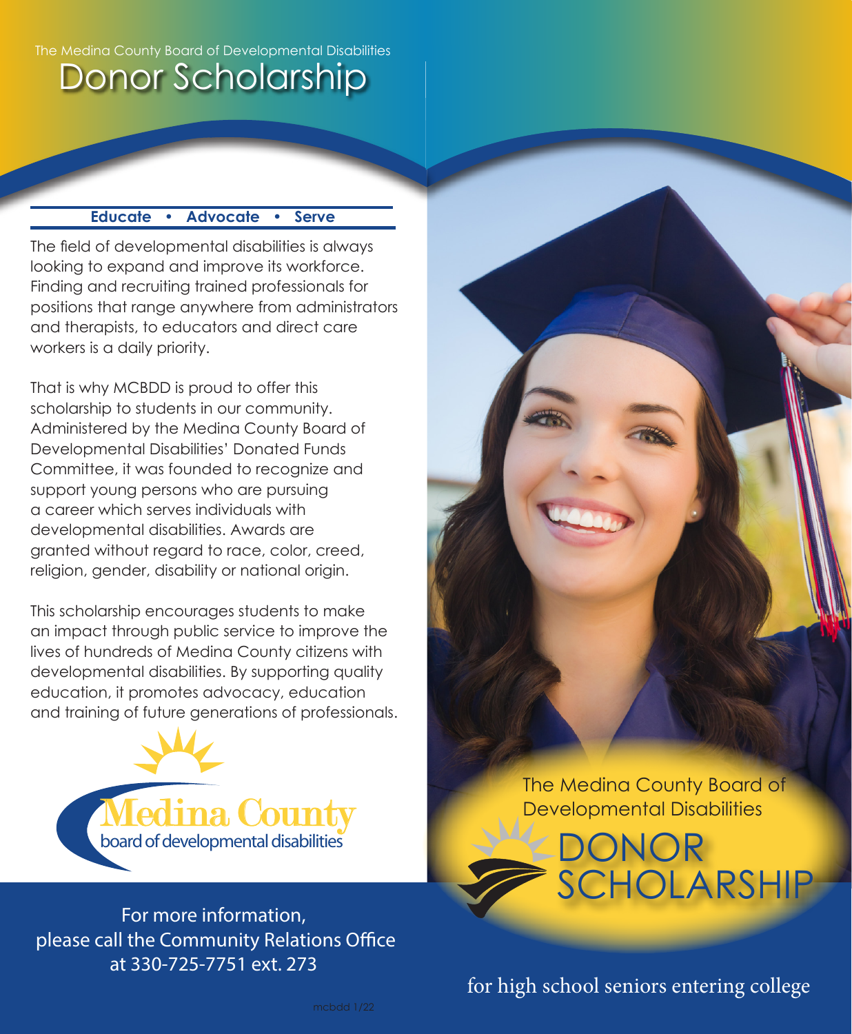The Medina County Board of Developmental Disabilities

# Donor Scholarship

**Educate • Advocate • Serve**

The field of developmental disabilities is always looking to expand and improve its workforce. Finding and recruiting trained professionals for positions that range anywhere from administrators and therapists, to educators and direct care workers is a daily priority.

That is why MCBDD is proud to offer this scholarship to students in our community. Administered by the Medina County Board of Developmental Disabilities' Donated Funds Committee, it was founded to recognize and support young persons who are pursuing a career which serves individuals with developmental disabilities. Awards are granted without regard to race, color, creed, religion, gender, disability or national origin.

This scholarship encourages students to make an impact through public service to improve the lives of hundreds of Medina County citizens with developmental disabilities. By supporting quality education, it promotes advocacy, education and training of future generations of professionals.

Medina County
board of developmental disabilities

For more information,
please call the Community Relations Office
at 330-725-7751 ext. 273

mcbdd 1/22

The Medina County Board of Developmental Disabilities

# DONOR SCHOLARSHIP

for high school seniors entering college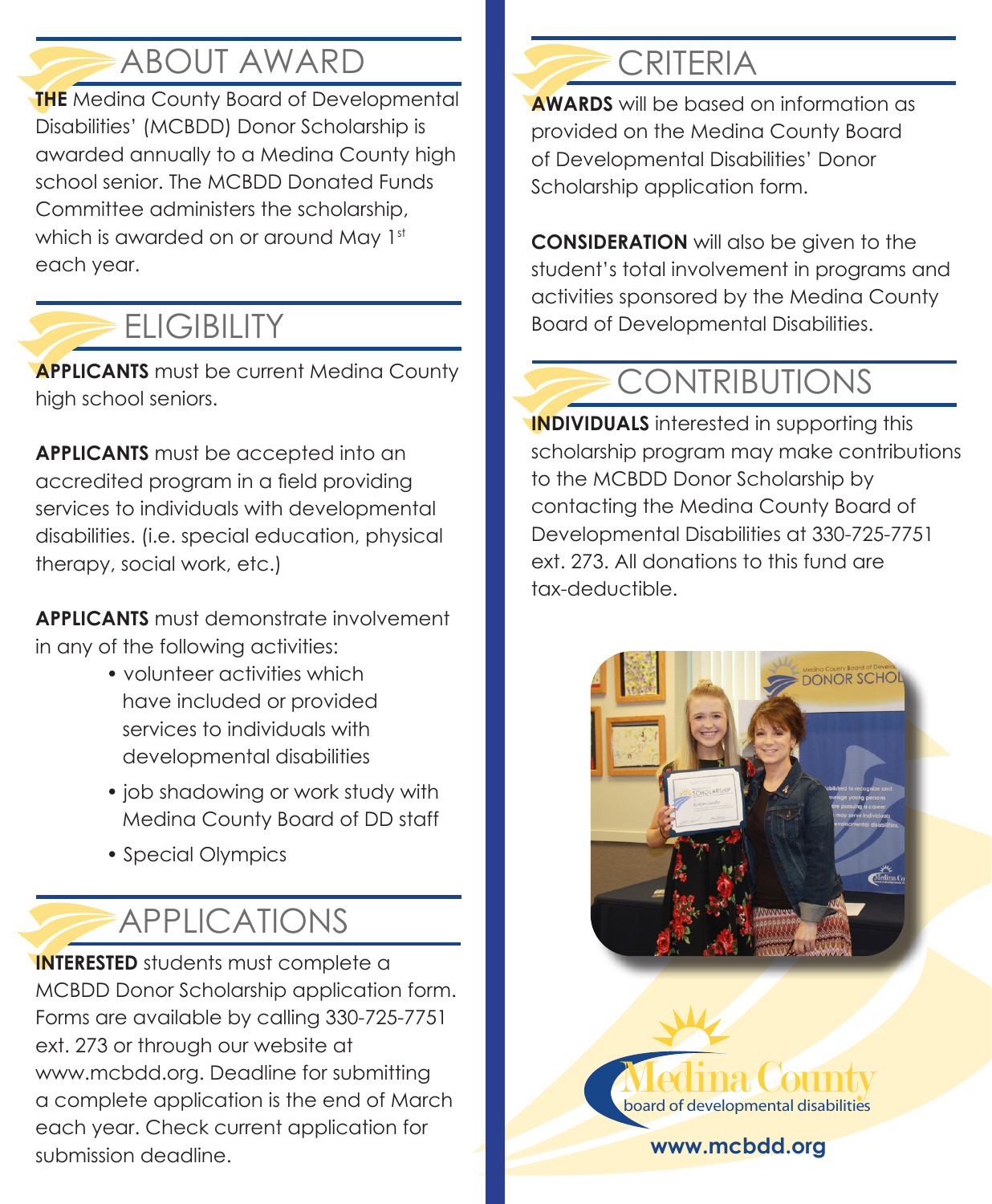## ABOUT AWARD

**THE** Medina County Board of Developmental Disabilities' (MCBDD) Donor Scholarship is awarded annually to a Medina County high school senior. The MCBDD Donated Funds Committee administers the scholarship, which is awarded on or around May 1st each year.

## ELIGIBILITY

**APPLICANTS** must be current Medina County high school seniors.

**APPLICANTS** must be accepted into an accredited program in a field providing services to individuals with developmental disabilities. (i.e. special education, physical therapy, social work, etc.)

**APPLICANTS** must demonstrate involvement in any of the following activities:

- volunteer activities which have included or provided services to individuals with developmental disabilities
- job shadowing or work study with Medina County Board of DD staff
- Special Olympics

## APPLICATIONS

**INTERESTED** students must complete a MCBDD Donor Scholarship application form. Forms are available by calling 330-725-7751 ext. 273 or through our website at www.mcbdd.org. Deadline for submitting a complete application is the end of March each year. Check current application for submission deadline.

## CRITERIA

**AWARDS** will be based on information as provided on the Medina County Board of Developmental Disabilities' Donor Scholarship application form.

**CONSIDERATION** will also be given to the student's total involvement in programs and activities sponsored by the Medina County Board of Developmental Disabilities.

## CONTRIBUTIONS

**INDIVIDUALS** interested in supporting this scholarship program may make contributions to the MCBDD Donor Scholarship by contacting the Medina County Board of Developmental Disabilities at 330-725-7751 ext. 273. All donations to this fund are tax-deductible.

Medina County
board of developmental disabilities

**www.mcbdd.org**